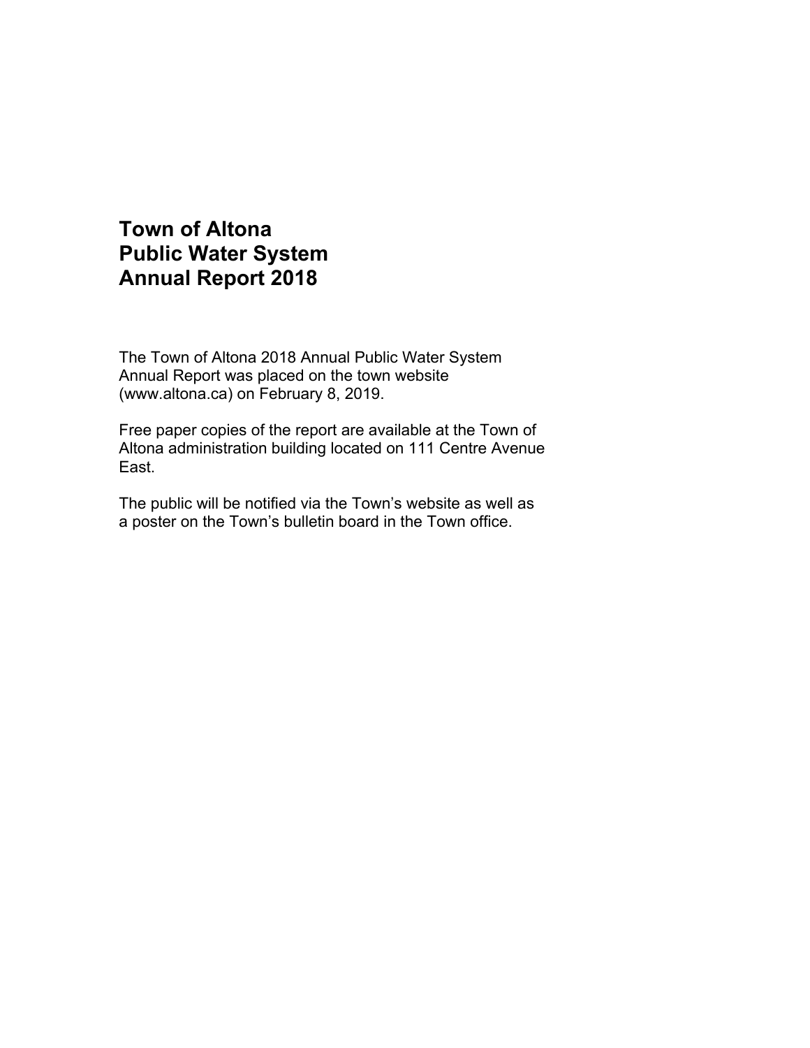# Town of Altona
# Public Water System
# Annual Report 2018

The Town of Altona 2018 Annual Public Water System Annual Report was placed on the town website (www.altona.ca) on February 8, 2019.

Free paper copies of the report are available at the Town of Altona administration building located on 111 Centre Avenue East.

The public will be notified via the Town's website as well as a poster on the Town's bulletin board in the Town office.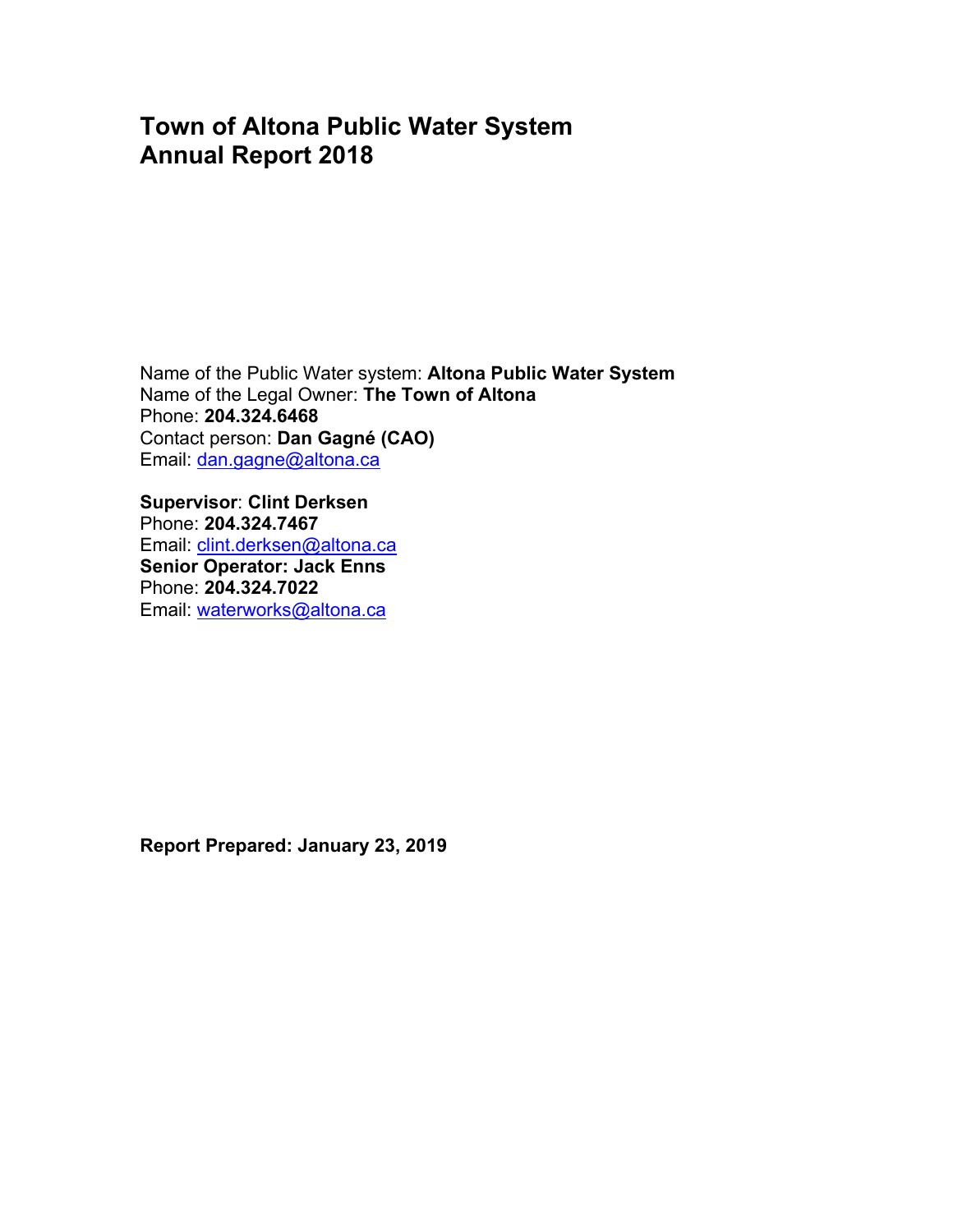# Town of Altona Public Water System
# Annual Report 2018

Name of the Public Water system: **Altona Public Water System**
Name of the Legal Owner: **The Town of Altona**
Phone: **204.324.6468**
Contact person: **Dan Gagné (CAO)**
Email: dan.gagne@altona.ca

**Supervisor**: **Clint Derksen**
Phone: **204.324.7467**
Email: clint.derksen@altona.ca
**Senior Operator: Jack Enns**
Phone: **204.324.7022**
Email: waterworks@altona.ca

**Report Prepared: January 23, 2019**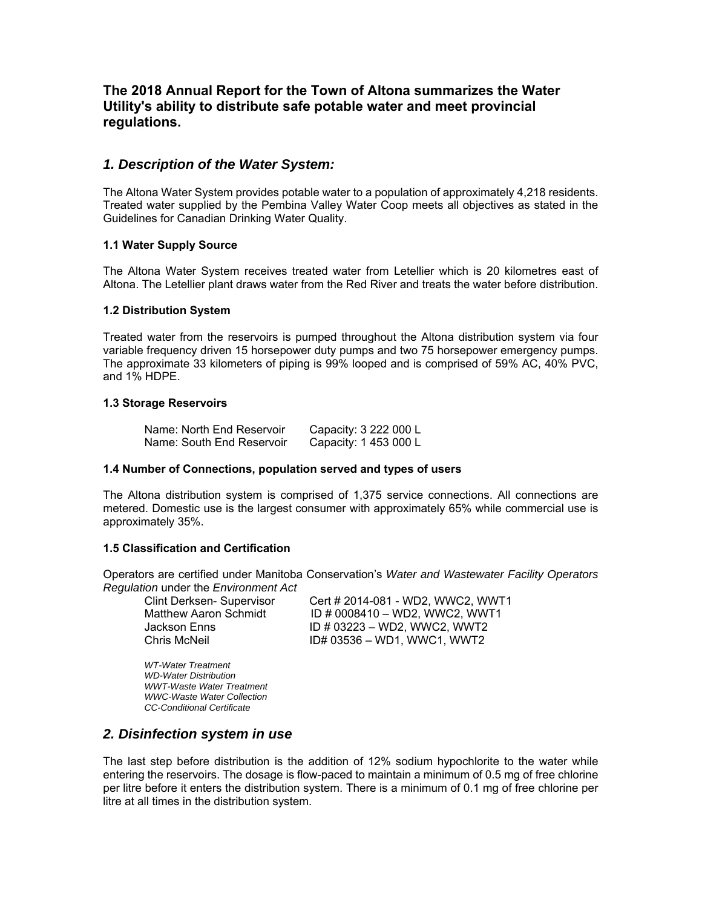### The 2018 Annual Report for the Town of Altona summarizes the Water Utility's ability to distribute safe potable water and meet provincial regulations.

## *1. Description of the Water System:*

The Altona Water System provides potable water to a population of approximately 4,218 residents. Treated water supplied by the Pembina Valley Water Coop meets all objectives as stated in the Guidelines for Canadian Drinking Water Quality.

#### 1.1 Water Supply Source

The Altona Water System receives treated water from Letellier which is 20 kilometres east of Altona. The Letellier plant draws water from the Red River and treats the water before distribution.

#### 1.2 Distribution System

Treated water from the reservoirs is pumped throughout the Altona distribution system via four variable frequency driven 15 horsepower duty pumps and two 75 horsepower emergency pumps. The approximate 33 kilometers of piping is 99% looped and is comprised of 59% AC, 40% PVC, and 1% HDPE.

#### 1.3 Storage Reservoirs

| | |
|---|---|
| Name: North End Reservoir | Capacity: 3 222 000 L |
| Name: South End Reservoir | Capacity: 1 453 000 L |

#### 1.4 Number of Connections, population served and types of users

The Altona distribution system is comprised of 1,375 service connections. All connections are metered. Domestic use is the largest consumer with approximately 65% while commercial use is approximately 35%.

#### 1.5 Classification and Certification

Operators are certified under Manitoba Conservation's *Water and Wastewater Facility Operators Regulation* under the *Environment Act*

| | |
|---|---|
| Clint Derksen- Supervisor | Cert # 2014-081 - WD2, WWC2, WWT1 |
| Matthew Aaron Schmidt | ID # 0008410 – WD2, WWC2, WWT1 |
| Jackson Enns | ID # 03223 – WD2, WWC2, WWT2 |
| Chris McNeil | ID# 03536 – WD1, WWC1, WWT2 |

*WT-Water Treatment*
*WD-Water Distribution*
*WWT-Waste Water Treatment*
*WWC-Waste Water Collection*
*CC-Conditional Certificate*

## *2. Disinfection system in use*

The last step before distribution is the addition of 12% sodium hypochlorite to the water while entering the reservoirs. The dosage is flow-paced to maintain a minimum of 0.5 mg of free chlorine per litre before it enters the distribution system. There is a minimum of 0.1 mg of free chlorine per litre at all times in the distribution system.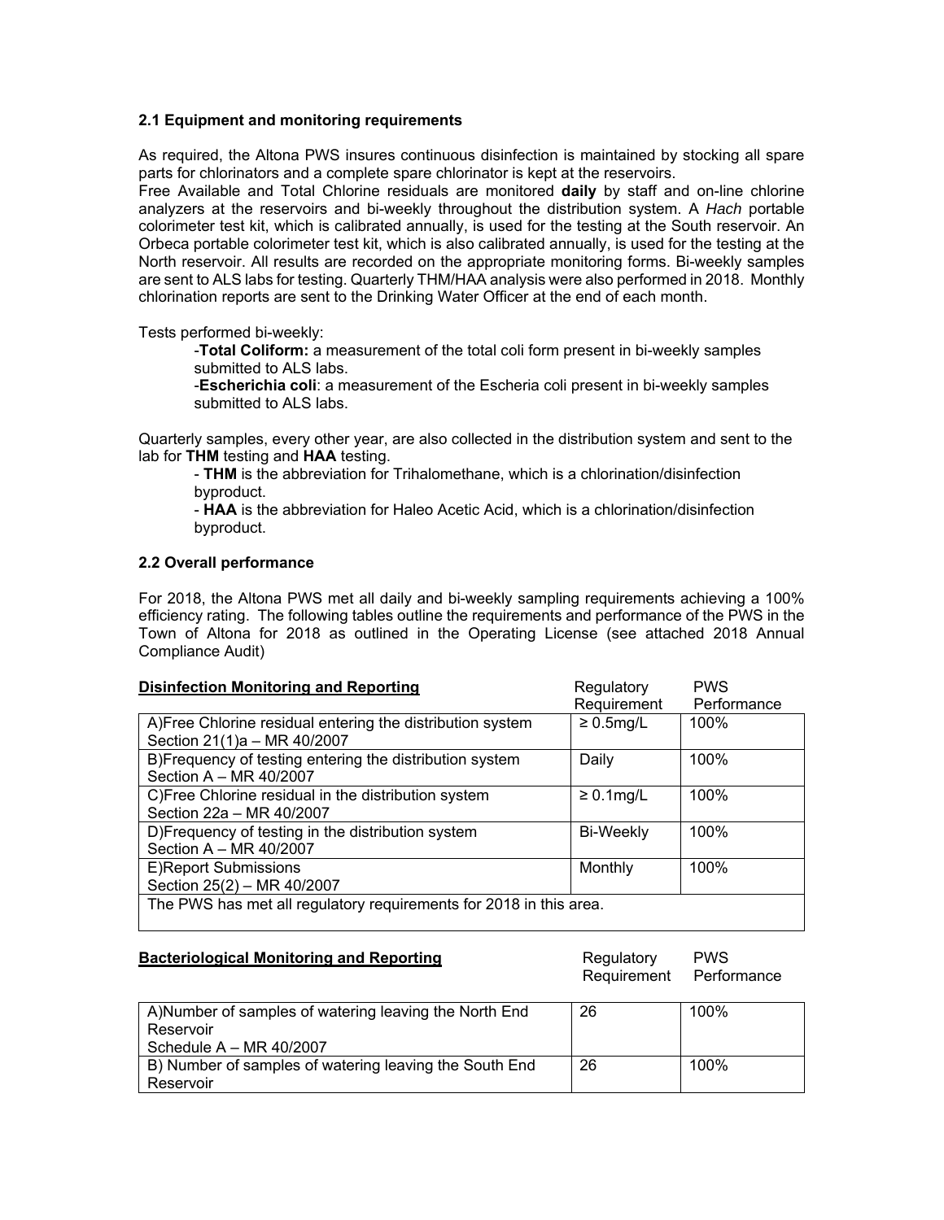### 2.1 Equipment and monitoring requirements

As required, the Altona PWS insures continuous disinfection is maintained by stocking all spare parts for chlorinators and a complete spare chlorinator is kept at the reservoirs.
Free Available and Total Chlorine residuals are monitored **daily** by staff and on-line chlorine analyzers at the reservoirs and bi-weekly throughout the distribution system. A *Hach* portable colorimeter test kit, which is calibrated annually, is used for the testing at the South reservoir. An Orbeca portable colorimeter test kit, which is also calibrated annually, is used for the testing at the North reservoir. All results are recorded on the appropriate monitoring forms. Bi-weekly samples are sent to ALS labs for testing. Quarterly THM/HAA analysis were also performed in 2018. Monthly chlorination reports are sent to the Drinking Water Officer at the end of each month.

Tests performed bi-weekly:

-**Total Coliform:** a measurement of the total coli form present in bi-weekly samples submitted to ALS labs.
-**Escherichia coli**: a measurement of the Escheria coli present in bi-weekly samples submitted to ALS labs.

Quarterly samples, every other year, are also collected in the distribution system and sent to the lab for **THM** testing and **HAA** testing.

- **THM** is the abbreviation for Trihalomethane, which is a chlorination/disinfection byproduct.
- **HAA** is the abbreviation for Haleo Acetic Acid, which is a chlorination/disinfection byproduct.

### 2.2 Overall performance

For 2018, the Altona PWS met all daily and bi-weekly sampling requirements achieving a 100% efficiency rating. The following tables outline the requirements and performance of the PWS in the Town of Altona for 2018 as outlined in the Operating License (see attached 2018 Annual Compliance Audit)

| **Disinfection Monitoring and Reporting** | Regulatory Requirement | PWS Performance |
|---|---|---|
| A)Free Chlorine residual entering the distribution system Section 21(1)a – MR 40/2007 | ≥ 0.5mg/L | 100% |
| B)Frequency of testing entering the distribution system Section A – MR 40/2007 | Daily | 100% |
| C)Free Chlorine residual in the distribution system Section 22a – MR 40/2007 | ≥ 0.1mg/L | 100% |
| D)Frequency of testing in the distribution system Section A – MR 40/2007 | Bi-Weekly | 100% |
| E)Report Submissions Section 25(2) – MR 40/2007 | Monthly | 100% |
| The PWS has met all regulatory requirements for 2018 in this area. | | |

| **Bacteriological Monitoring and Reporting** | Regulatory Requirement | PWS Performance |
|---|---|---|
| A)Number of samples of watering leaving the North End Reservoir Schedule A – MR 40/2007 | 26 | 100% |
| B) Number of samples of watering leaving the South End Reservoir | 26 | 100% |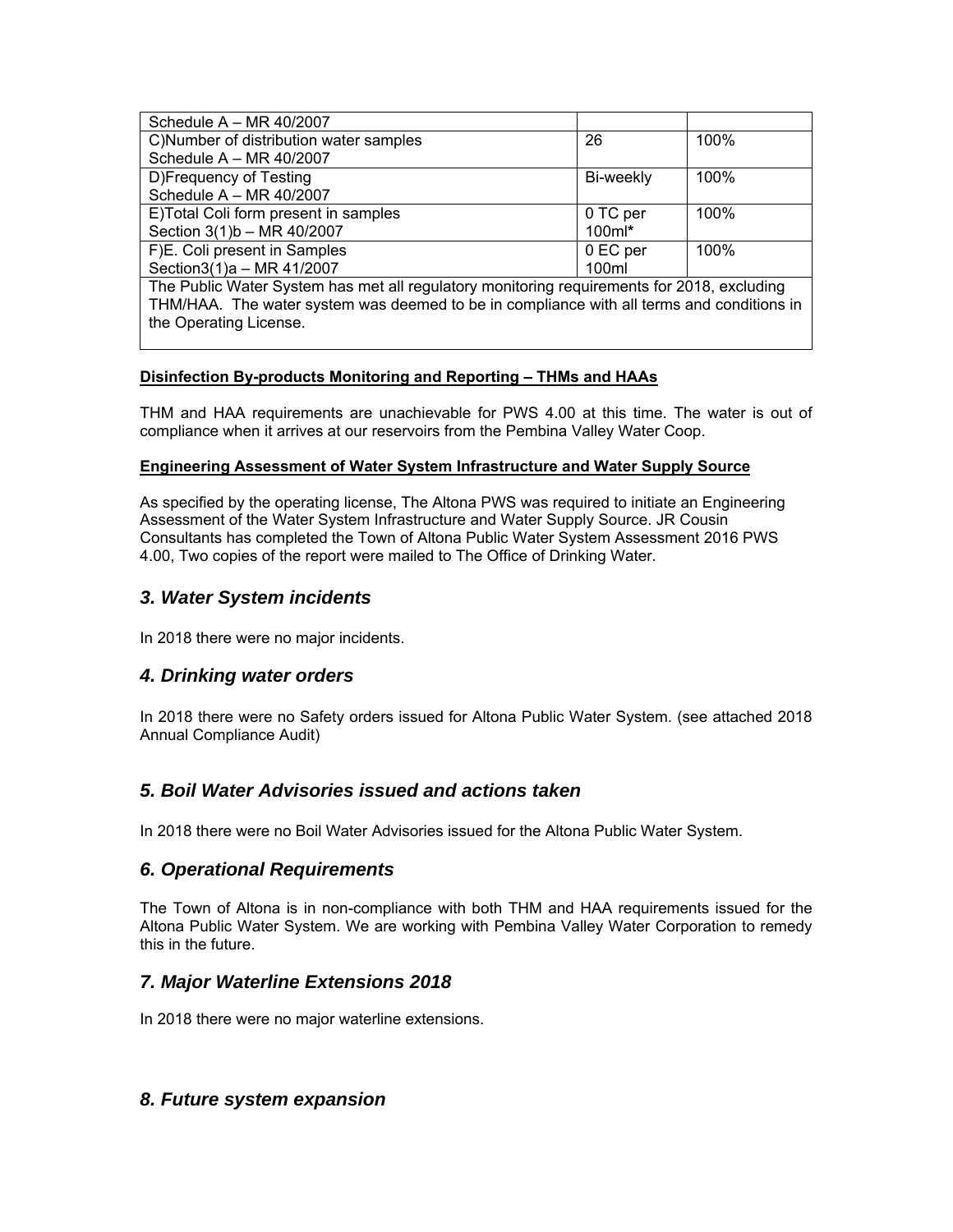| | | |
|---|---|---|
| Schedule A – MR 40/2007 | | |
| C)Number of distribution water samples<br>Schedule A – MR 40/2007 | 26 | 100% |
| D)Frequency of Testing<br>Schedule A – MR 40/2007 | Bi-weekly | 100% |
| E)Total Coli form present in samples<br>Section 3(1)b – MR 40/2007 | 0 TC per 100ml* | 100% |
| F)E. Coli present in Samples<br>Section3(1)a – MR 41/2007 | 0 EC per 100ml | 100% |
| The Public Water System has met all regulatory monitoring requirements for 2018, excluding THM/HAA. The water system was deemed to be in compliance with all terms and conditions in the Operating License. | | |

**Disinfection By-products Monitoring and Reporting – THMs and HAAs**

THM and HAA requirements are unachievable for PWS 4.00 at this time. The water is out of compliance when it arrives at our reservoirs from the Pembina Valley Water Coop.

**Engineering Assessment of Water System Infrastructure and Water Supply Source**

As specified by the operating license, The Altona PWS was required to initiate an Engineering Assessment of the Water System Infrastructure and Water Supply Source. JR Cousin Consultants has completed the Town of Altona Public Water System Assessment 2016 PWS 4.00, Two copies of the report were mailed to The Office of Drinking Water.

## *3. Water System incidents*

In 2018 there were no major incidents.

## *4. Drinking water orders*

In 2018 there were no Safety orders issued for Altona Public Water System. (see attached 2018 Annual Compliance Audit)

## *5. Boil Water Advisories issued and actions taken*

In 2018 there were no Boil Water Advisories issued for the Altona Public Water System.

## *6. Operational Requirements*

The Town of Altona is in non-compliance with both THM and HAA requirements issued for the Altona Public Water System. We are working with Pembina Valley Water Corporation to remedy this in the future.

## *7. Major Waterline Extensions 2018*

In 2018 there were no major waterline extensions.

## *8. Future system expansion*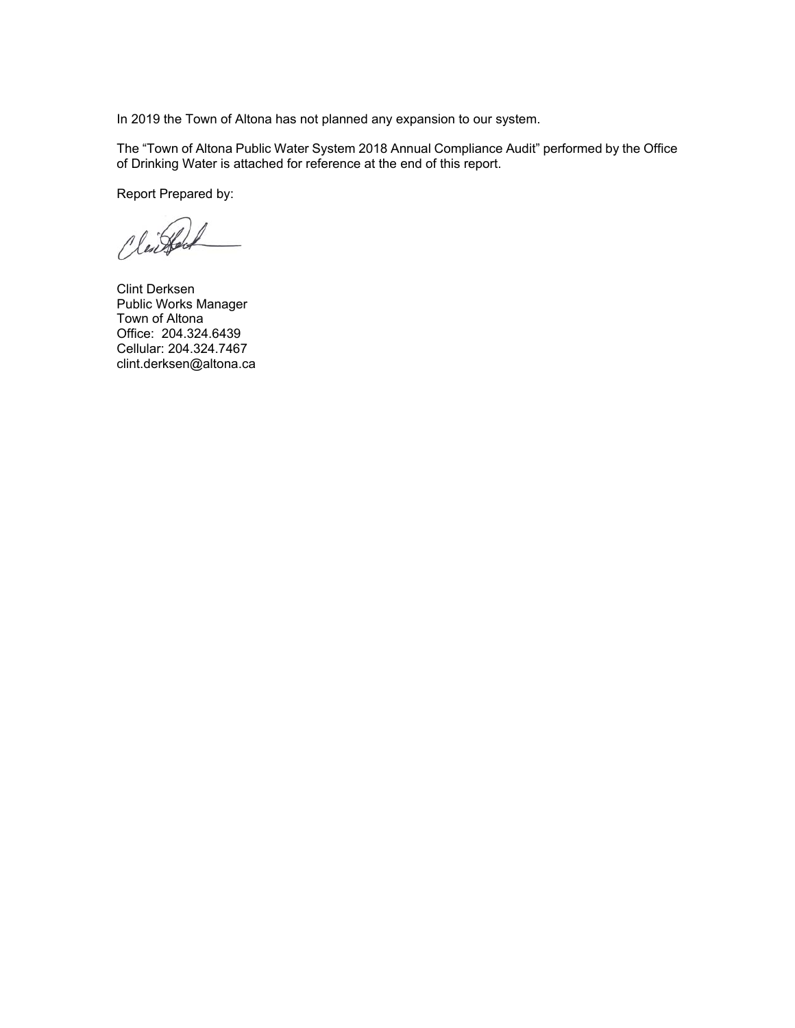In 2019 the Town of Altona has not planned any expansion to our system.

The "Town of Altona Public Water System 2018 Annual Compliance Audit" performed by the Office of Drinking Water is attached for reference at the end of this report.

Report Prepared by:

Clint Derksen
Public Works Manager
Town of Altona
Office: 204.324.6439
Cellular: 204.324.7467
clint.derksen@altona.ca